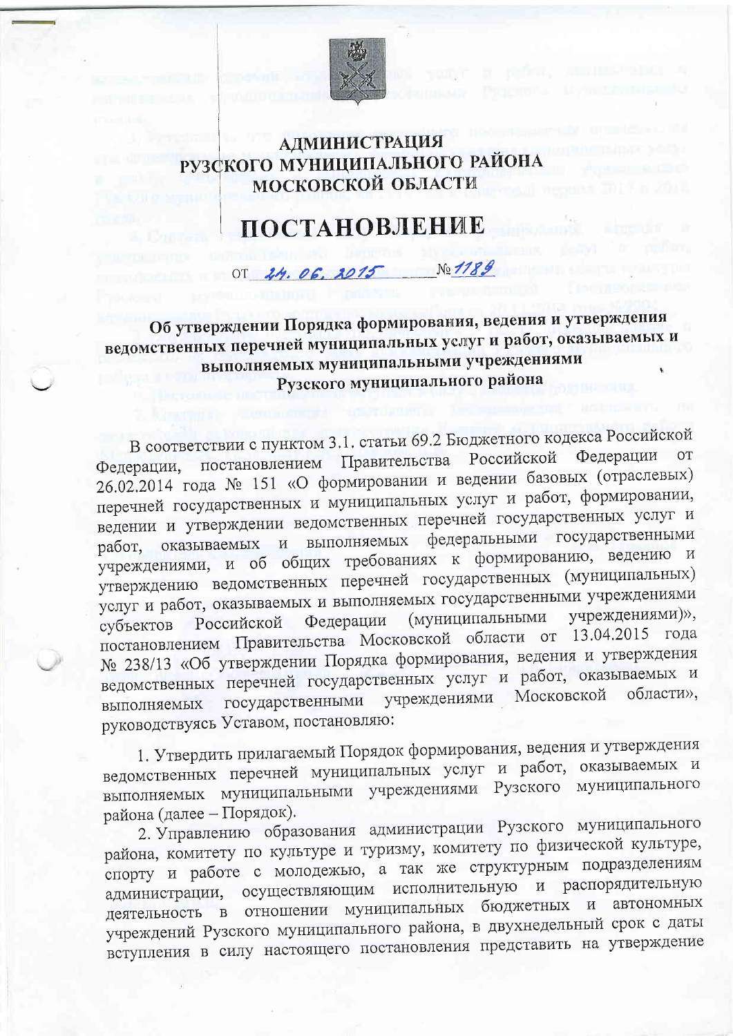# АДМИНИСТРАЦИЯ РУЗСКОГО МУНИЦИПАЛЬНОГО РАЙОНА МОСКОВСКОЙ ОБЛАСТИ

# ПОСТАНОВЛЕНИЕ

от 24.06.2015 № 1189

## Об утверждении Порядка формирования, ведения и утверждения ведомственных перечней муниципальных услуг и работ, оказываемых и выполняемых муниципальными учреждениями Рузского муниципального района

В соответствии с пунктом 3.1. статьи 69.2 Бюджетного кодекса Российской Федерации, постановлением Правительства Российской Федерации от 26.02.2014 года № 151 «О формировании и ведении базовых (отраслевых) перечней государственных и муниципальных услуг и работ, формировании, ведении и утверждении ведомственных перечней государственных услуг и работ, оказываемых и выполняемых федеральными государственными учреждениями, и об общих требованиях к формированию, ведению и утверждению ведомственных перечней государственных (муниципальных) услуг и работ, оказываемых и выполняемых государственными учреждениями субъектов Российской Федерации (муниципальными учреждениями)», постановлением Правительства Московской области от 13.04.2015 года № 238/13 «Об утверждении Порядка формирования, ведения и утверждения ведомственных перечней государственных услуг и работ, оказываемых и выполняемых государственными учреждениями Московской области», руководствуясь Уставом, постановляю:

1. Утвердить прилагаемый Порядок формирования, ведения и утверждения ведомственных перечней муниципальных услуг и работ, оказываемых и выполняемых муниципальными учреждениями Рузского муниципального района (далее – Порядок).

2. Управлению образования администрации Рузского муниципального района, комитету по культуре и туризму, комитету по физической культуре, спорту и работе с молодежью, а так же структурным подразделениям администрации, осуществляющим исполнительную и распорядительную деятельность в отношении муниципальных бюджетных и автономных учреждений Рузского муниципального района, в двухнедельный срок с даты вступления в силу настоящего постановления представить на утверждение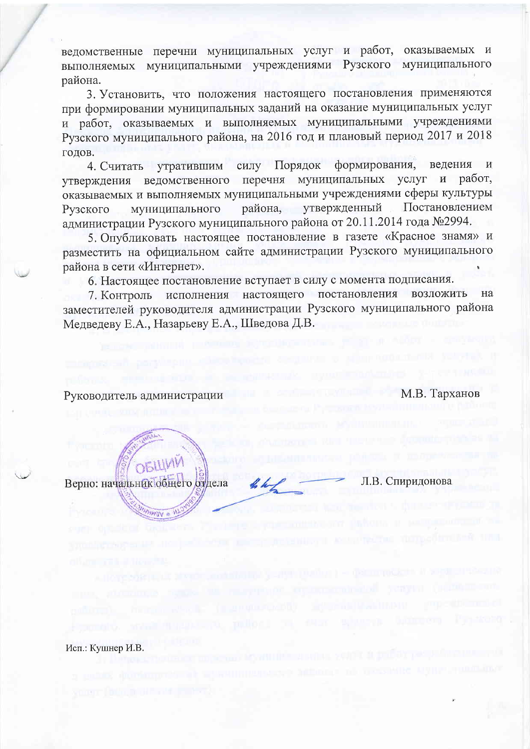ведомственные перечни муниципальных услуг и работ, оказываемых и выполняемых муниципальными учреждениями Рузского муниципального района.

3. Установить, что положения настоящего постановления применяются при формировании муниципальных заданий на оказание муниципальных услуг и работ, оказываемых и выполняемых муниципальными учреждениями Рузского муниципального района, на 2016 год и плановый период 2017 и 2018 годов.

4. Считать утратившим силу Порядок формирования, ведения и утверждения ведомственного перечня муниципальных услуг и работ, оказываемых и выполняемых муниципальными учреждениями сферы культуры Рузского муниципального района, утвержденный Постановлением администрации Рузского муниципального района от 20.11.2014 года №2994.

5. Опубликовать настоящее постановление в газете «Красное знамя» и разместить на официальном сайте администрации Рузского муниципального района в сети «Интернет».

6. Настоящее постановление вступает в силу с момента подписания.

7. Контроль исполнения настоящего постановления возложить на заместителей руководителя администрации Рузского муниципального района Медведеву Е.А., Назарьеву Е.А., Шведова Д.В.

Руководитель администрации М.В. Тарханов

Верно: начальник общего отдела Л.В. Спиридонова

Исп.: Кушнер И.В.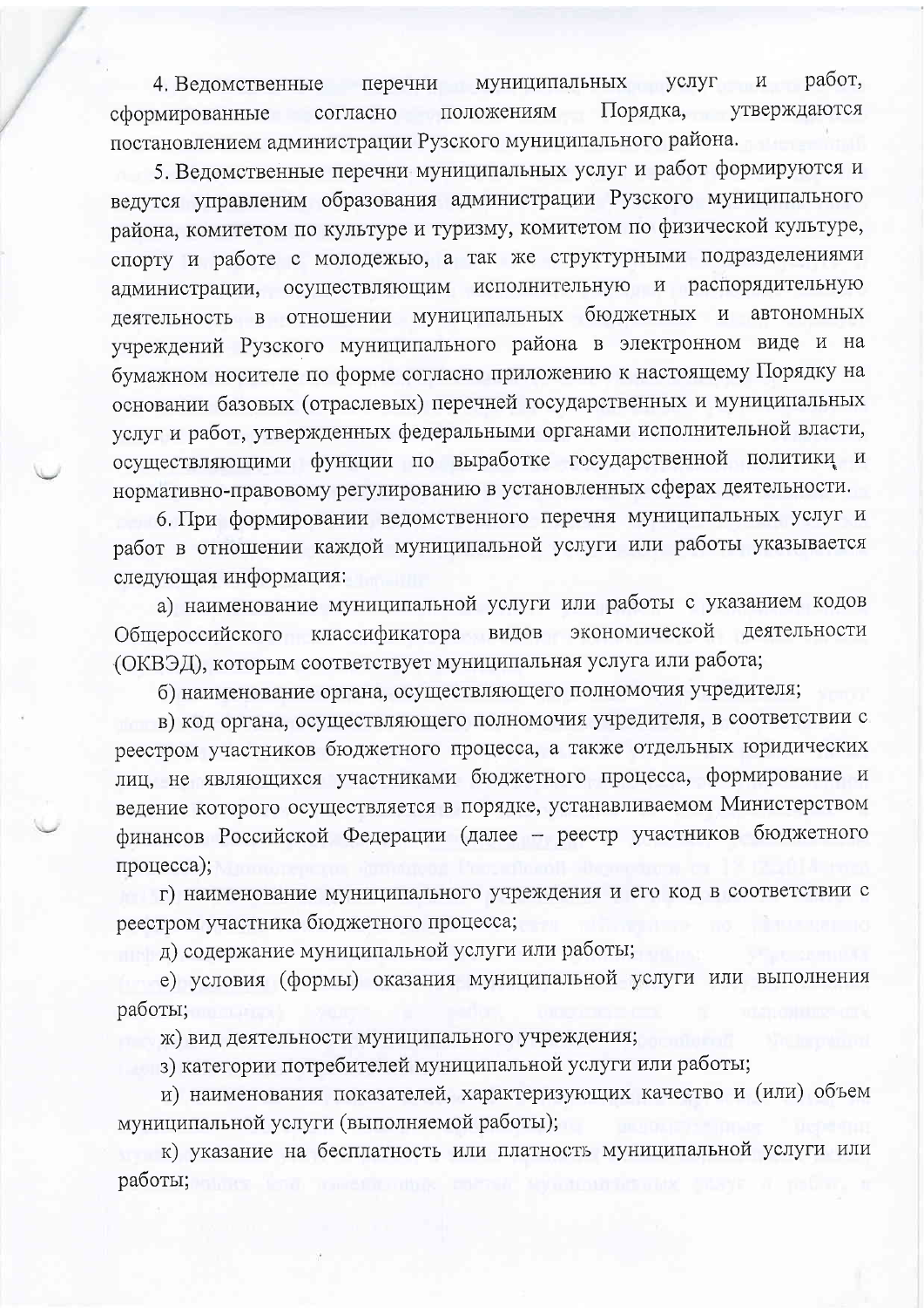4. Ведомственные перечни муниципальных услуг и работ, сформированные согласно положениям Порядка, утверждаются постановлением администрации Рузского муниципального района.

5. Ведомственные перечни муниципальных услуг и работ формируются и ведутся управленим образования администрации Рузского муниципального района, комитетом по культуре и туризму, комитетом по физической культуре, спорту и работе с молодежью, а так же структурными подразделениями администрации, осуществляющим исполнительную и распорядительную деятельность в отношении муниципальных бюджетных и автономных учреждений Рузского муниципального района в электронном виде и на бумажном носителе по форме согласно приложению к настоящему Порядку на основании базовых (отраслевых) перечней государственных и муниципальных услуг и работ, утвержденных федеральными органами исполнительной власти, осуществляющими функции по выработке государственной политики и нормативно-правовому регулированию в установленных сферах деятельности.

6. При формировании ведомственного перечня муниципальных услуг и работ в отношении каждой муниципальной услуги или работы указывается следующая информация:

а) наименование муниципальной услуги или работы с указанием кодов Общероссийского классификатора видов экономической деятельности (ОКВЭД), которым соответствует муниципальная услуга или работа;

б) наименование органа, осуществляющего полномочия учредителя;

в) код органа, осуществляющего полномочия учредителя, в соответствии с реестром участников бюджетного процесса, а также отдельных юридических лиц, не являющихся участниками бюджетного процесса, формирование и ведение которого осуществляется в порядке, устанавливаемом Министерством финансов Российской Федерации (далее – реестр участников бюджетного процесса);

г) наименование муниципального учреждения и его код в соответствии с реестром участника бюджетного процесса;

д) содержание муниципальной услуги или работы;

е) условия (формы) оказания муниципальной услуги или выполнения работы;

ж) вид деятельности муниципального учреждения;

з) категории потребителей муниципальной услуги или работы;

и) наименования показателей, характеризующих качество и (или) объем муниципальной услуги (выполняемой работы);

к) указание на бесплатность или платность муниципальной услуги или работы;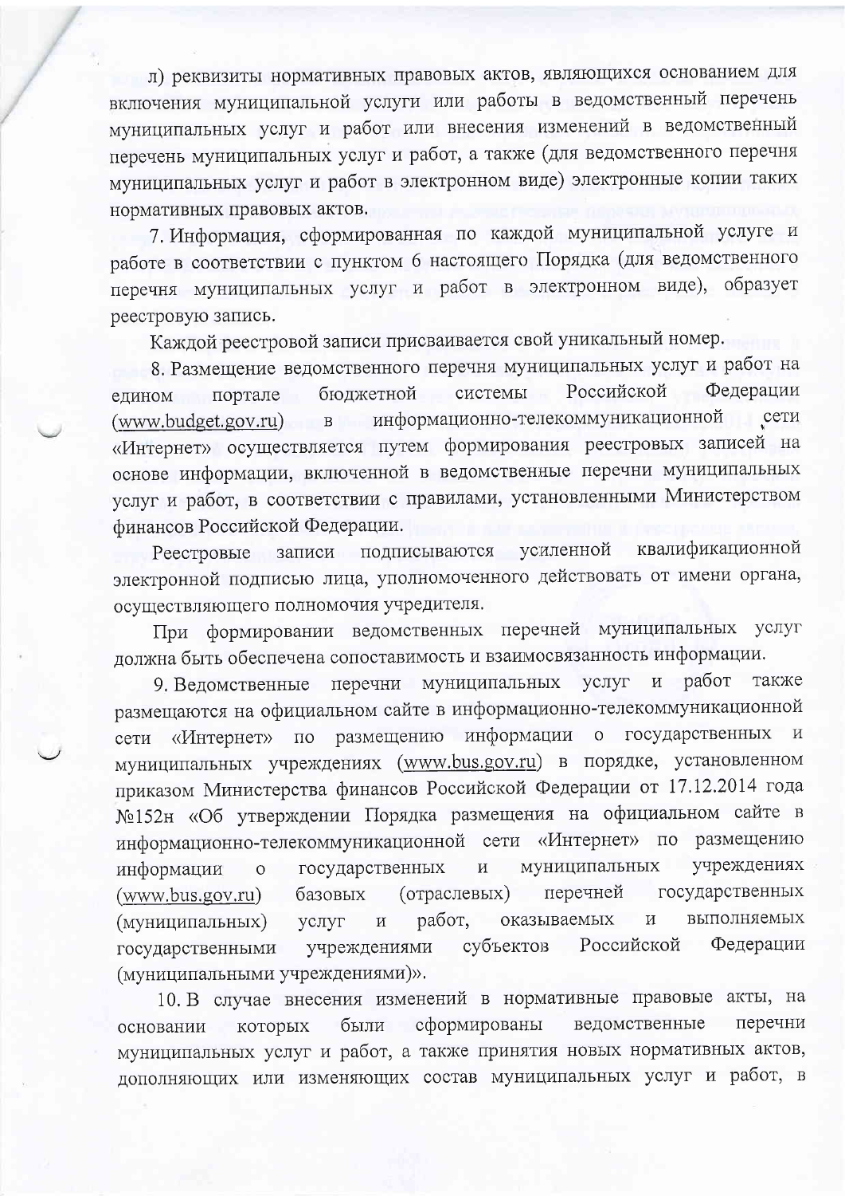л) реквизиты нормативных правовых актов, являющихся основанием для включения муниципальной услуги или работы в ведомственный перечень муниципальных услуг и работ или внесения изменений в ведомственный перечень муниципальных услуг и работ, а также (для ведомственного перечня муниципальных услуг и работ в электронном виде) электронные копии таких нормативных правовых актов.

7. Информация, сформированная по каждой муниципальной услуге и работе в соответствии с пунктом 6 настоящего Порядка (для ведомственного перечня муниципальных услуг и работ в электронном виде), образует реестровую запись.

Каждой реестровой записи присваивается свой уникальный номер.

8. Размещение ведомственного перечня муниципальных услуг и работ на едином портале бюджетной системы Российской Федерации (www.budget.gov.ru) в информационно-телекоммуникационной сети «Интернет» осуществляется путем формирования реестровых записей на основе информации, включенной в ведомственные перечни муниципальных услуг и работ, в соответствии с правилами, установленными Министерством финансов Российской Федерации.

Реестровые записи подписываются усиленной квалификационной электронной подписью лица, уполномоченного действовать от имени органа, осуществляющего полномочия учредителя.

При формировании ведомственных перечней муниципальных услуг должна быть обеспечена сопоставимость и взаимосвязанность информации.

9. Ведомственные перечни муниципальных услуг и работ также размещаются на официальном сайте в информационно-телекоммуникационной сети «Интернет» по размещению информации о государственных и муниципальных учреждениях (www.bus.gov.ru) в порядке, установленном приказом Министерства финансов Российской Федерации от 17.12.2014 года №152н «Об утверждении Порядка размещения на официальном сайте в информационно-телекоммуникационной сети «Интернет» по размещению информации о государственных и муниципальных учреждениях (www.bus.gov.ru) базовых (отраслевых) перечней государственных (муниципальных) услуг и работ, оказываемых и выполняемых государственными учреждениями субъектов Российской Федерации (муниципальными учреждениями)».

10. В случае внесения изменений в нормативные правовые акты, на основании которых были сформированы ведомственные перечни муниципальных услуг и работ, а также принятия новых нормативных актов, дополняющих или изменяющих состав муниципальных услуг и работ, в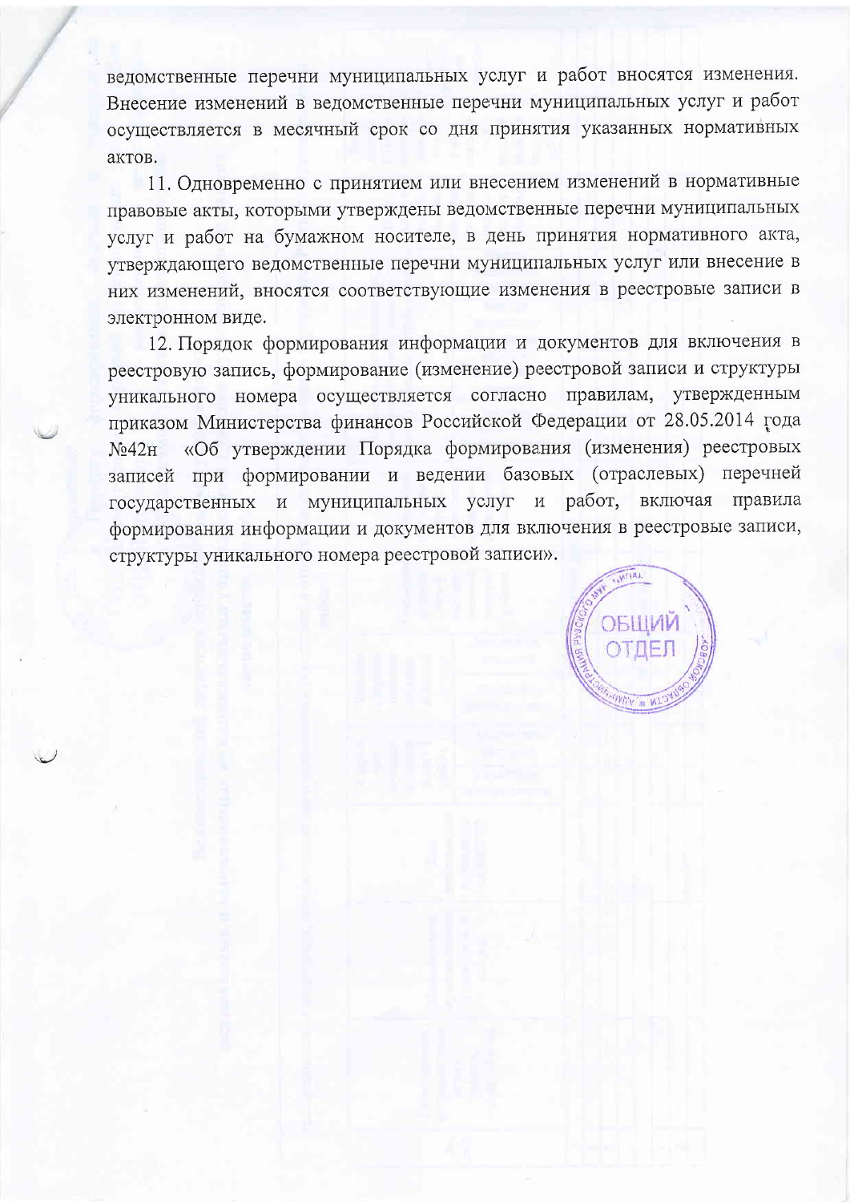ведомственные перечни муниципальных услуг и работ вносятся изменения. Внесение изменений в ведомственные перечни муниципальных услуг и работ осуществляется в месячный срок со дня принятия указанных нормативных актов.

11. Одновременно с принятием или внесением изменений в нормативные правовые акты, которыми утверждены ведомственные перечни муниципальных услуг и работ на бумажном носителе, в день принятия нормативного акта, утверждающего ведомственные перечни муниципальных услуг или внесение в них изменений, вносятся соответствующие изменения в реестровые записи в электронном виде.

12. Порядок формирования информации и документов для включения в реестровую запись, формирование (изменение) реестровой записи и структуры уникального номера осуществляется согласно правилам, утвержденным приказом Министерства финансов Российской Федерации от 28.05.2014 года №42н «Об утверждении Порядка формирования (изменения) реестровых записей при формировании и ведении базовых (отраслевых) перечней государственных и муниципальных услуг и работ, включая правила формирования информации и документов для включения в реестровые записи, структуры уникального номера реестровой записи».

ОБЩИЙ ОТДЕЛ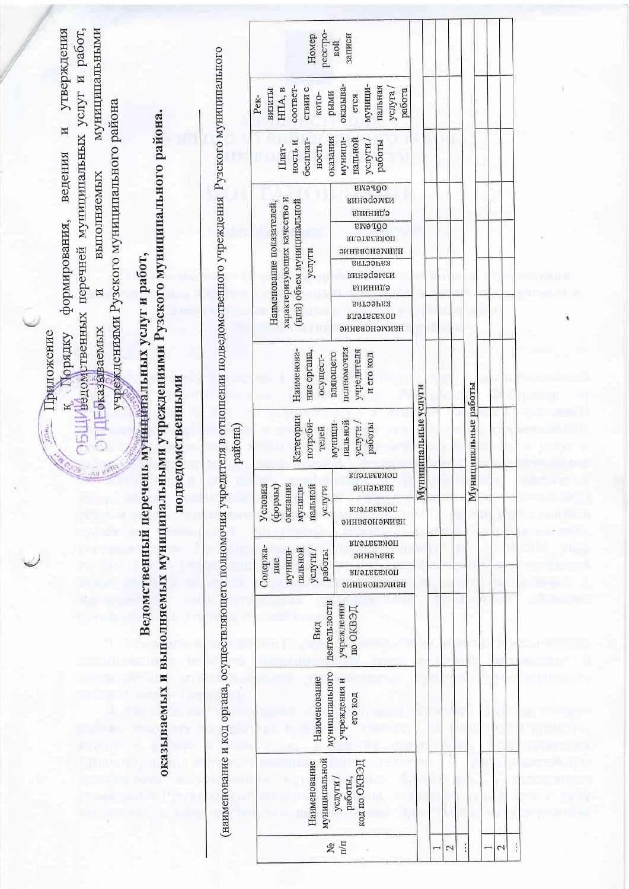Приложение
к Порядку формирования, ведения и утверждения ведомственных перечней муниципальных услуг и работ, оказываемых и выполняемых муниципальными учреждениями Рузского муниципального района

## Ведомственный перечень муниципальных услуг и работ, оказываемых и выполняемых муниципальными учреждениями Рузского муниципального района.

(наименование и код органа, осуществляющего полномочия учредителя в отношении подведомственного учреждения Рузского муниципального района)

| № п/п | Наименование муниципальной услуги / работы, код по ОКВЭД | Наименование муниципального учреждения и его код | Вид деятельности учреждения по ОКВЭД | Содержание муниципальной услуги / работы | | Условия (формы) оказания муниципальной услуги | | Категории потребителей муниципальной услуги / работы | Наименование органа, осуществляющего полномочия учредителя и его код | Наименование показателей, характеризующих качество и (или) объем муниципальной услуги | | | | Платность и бесплатность оказания муниципальной услуги / работы | Реквизиты НПА, в соответствии с которыми оказывается муниципальная услуга / работа | Номер реестровой записи |
|---|---|---|---|---|---|---|---|---|---|---|---|---|---|---|---|---|
| | | | | наименование показателя | значение показателя | наименование показателя | значение показателя | | | наименование показателя качества | единица измерения качества | наименование показателя объема | единица измерения объема | | | |
| Муниципальные услуги | | | | | | | | | | | | | | | | |
| 1 | | | | | | | | | | | | | | | | |
| 2 | | | | | | | | | | | | | | | | |
| ... | | | | | | | | | | | | | | | | |
| Муниципальные работы | | | | | | | | | | | | | | | | |
| 1 | | | | | | | | | | | | | | | | |
| 2 | | | | | | | | | | | | | | | | |
| ... | | | | | | | | | | | | | | | | |